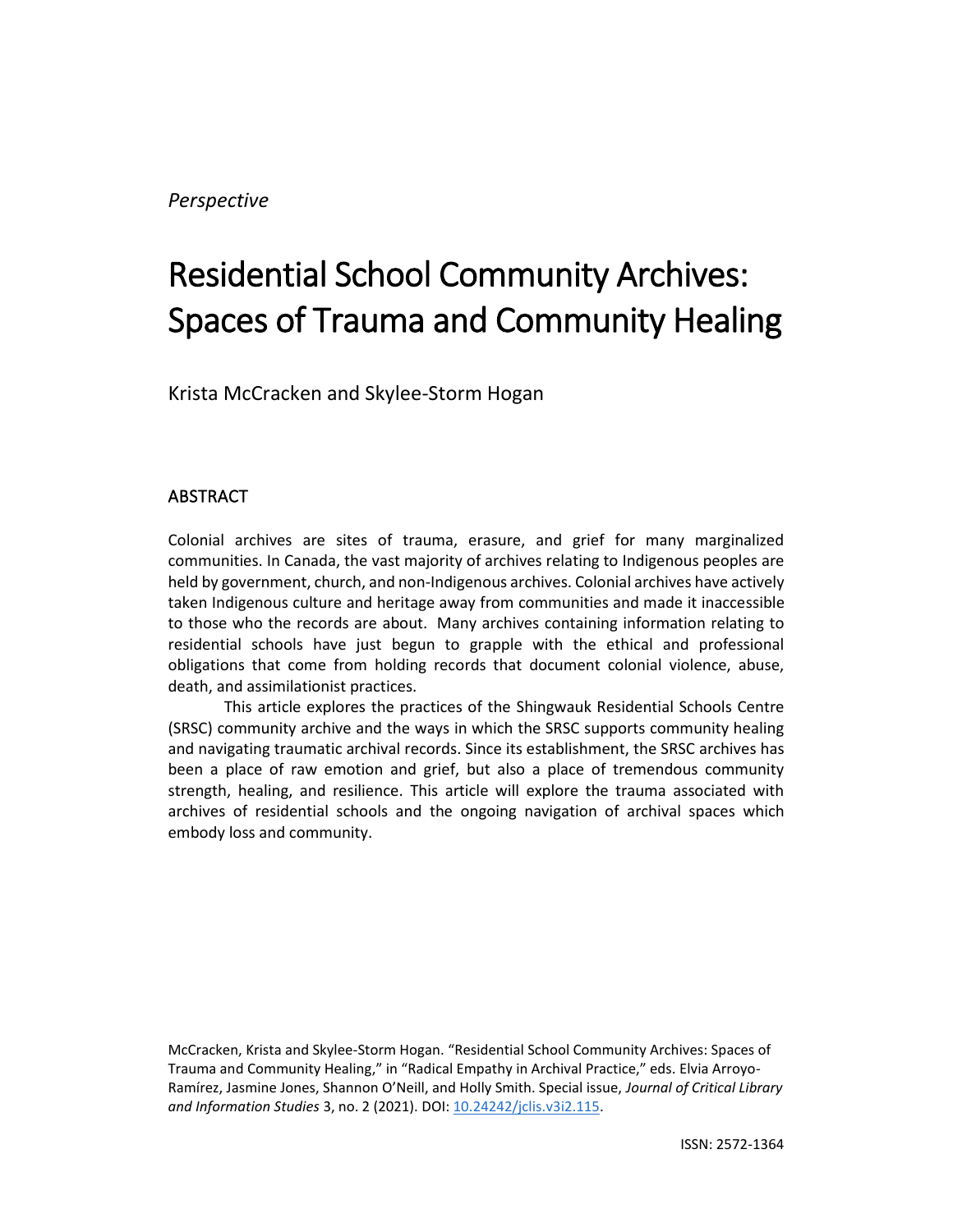*Perspective*

# Residential School Community Archives: Spaces of Trauma and Community Healing

Krista McCracken and Skylee-Storm Hogan

## ABSTRACT

Colonial archives are sites of trauma, erasure, and grief for many marginalized communities. In Canada, the vast majority of archives relating to Indigenous peoples are held by government, church, and non-Indigenous archives. Colonial archives have actively taken Indigenous culture and heritage away from communities and made it inaccessible to those who the records are about. Many archives containing information relating to residential schools have just begun to grapple with the ethical and professional obligations that come from holding records that document colonial violence, abuse, death, and assimilationist practices.

This article explores the practices of the Shingwauk Residential Schools Centre (SRSC) community archive and the ways in which the SRSC supports community healing and navigating traumatic archival records. Since its establishment, the SRSC archives has been a place of raw emotion and grief, but also a place of tremendous community strength, healing, and resilience. This article will explore the trauma associated with archives of residential schools and the ongoing navigation of archival spaces which embody loss and community.

McCracken, Krista and Skylee-Storm Hogan. "Residential School Community Archives: Spaces of Trauma and Community Healing," in "Radical Empathy in Archival Practice," eds. Elvia Arroyo-Ramírez, Jasmine Jones, Shannon O'Neill, and Holly Smith. Special issue, *Journal of Critical Library and Information Studies* 3, no. 2 (2021). DOI: 10.24242/jclis.v3i2.115.

ISSN: 2572-1364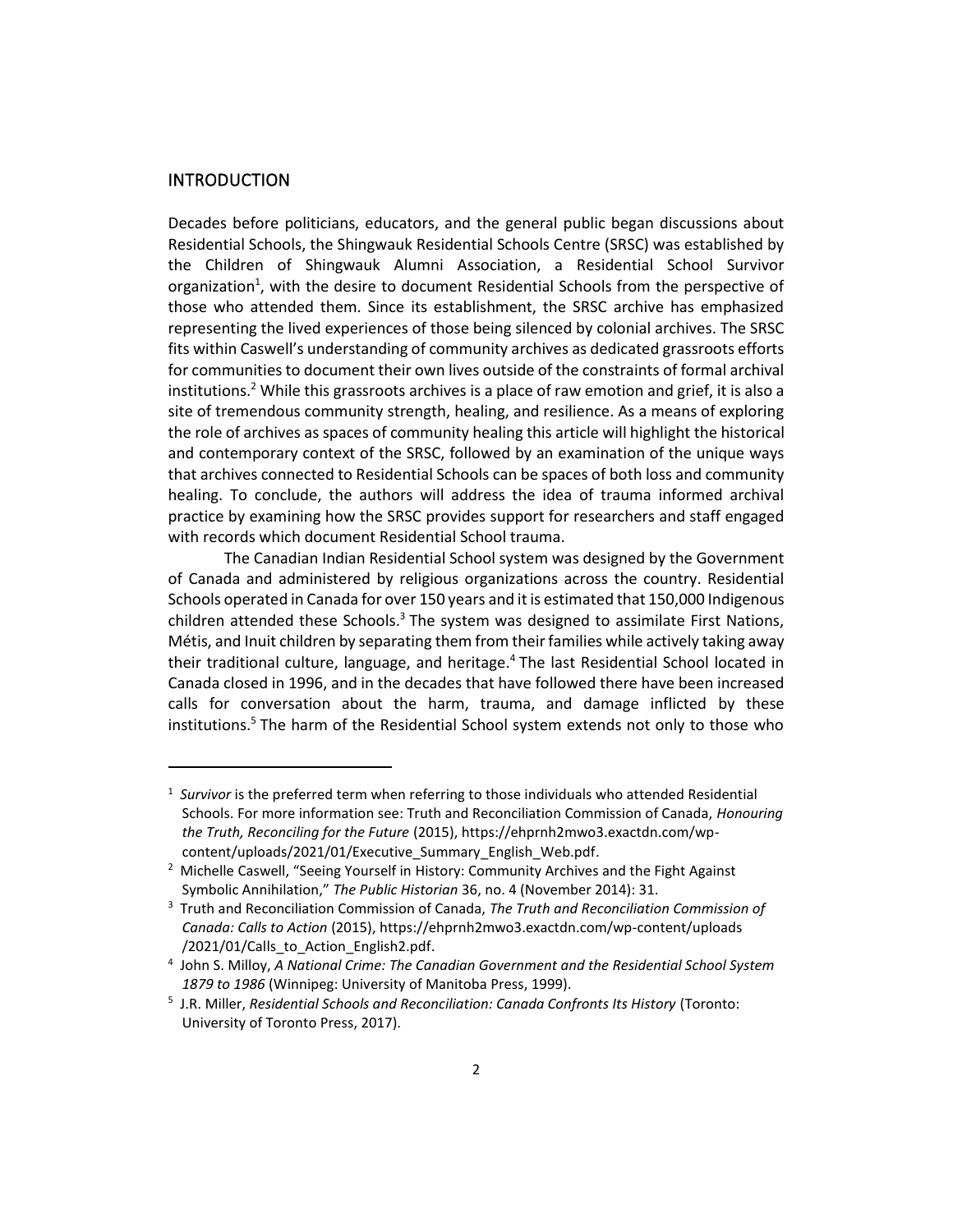## INTRODUCTION

Decades before politicians, educators, and the general public began discussions about Residential Schools, the Shingwauk Residential Schools Centre (SRSC) was established by the Children of Shingwauk Alumni Association, a Residential School Survivor organization[1], with the desire to document Residential Schools from the perspective of those who attended them. Since its establishment, the SRSC archive has emphasized representing the lived experiences of those being silenced by colonial archives. The SRSC fits within Caswell's understanding of community archives as dedicated grassroots efforts for communities to document their own lives outside of the constraints of formal archival institutions.[2] While this grassroots archives is a place of raw emotion and grief, it is also a site of tremendous community strength, healing, and resilience. As a means of exploring the role of archives as spaces of community healing this article will highlight the historical and contemporary context of the SRSC, followed by an examination of the unique ways that archives connected to Residential Schools can be spaces of both loss and community healing. To conclude, the authors will address the idea of trauma informed archival practice by examining how the SRSC provides support for researchers and staff engaged with records which document Residential School trauma.

The Canadian Indian Residential School system was designed by the Government of Canada and administered by religious organizations across the country. Residential Schools operated in Canada for over 150 years and it is estimated that 150,000 Indigenous children attended these Schools.[3] The system was designed to assimilate First Nations, Métis, and Inuit children by separating them from their families while actively taking away their traditional culture, language, and heritage.[4] The last Residential School located in Canada closed in 1996, and in the decades that have followed there have been increased calls for conversation about the harm, trauma, and damage inflicted by these institutions.[5] The harm of the Residential School system extends not only to those who

---

[1] *Survivor* is the preferred term when referring to those individuals who attended Residential Schools. For more information see: Truth and Reconciliation Commission of Canada, *Honouring the Truth, Reconciling for the Future* (2015), https://ehprnh2mwo3.exactdn.com/wp-content/uploads/2021/01/Executive_Summary_English_Web.pdf.

[2] Michelle Caswell, "Seeing Yourself in History: Community Archives and the Fight Against Symbolic Annihilation," *The Public Historian* 36, no. 4 (November 2014): 31.

[3] Truth and Reconciliation Commission of Canada, *The Truth and Reconciliation Commission of Canada: Calls to Action* (2015), https://ehprnh2mwo3.exactdn.com/wp-content/uploads /2021/01/Calls_to_Action_English2.pdf.

[4] John S. Milloy, *A National Crime: The Canadian Government and the Residential School System 1879 to 1986* (Winnipeg: University of Manitoba Press, 1999).

[5] J.R. Miller, *Residential Schools and Reconciliation: Canada Confronts Its History* (Toronto: University of Toronto Press, 2017).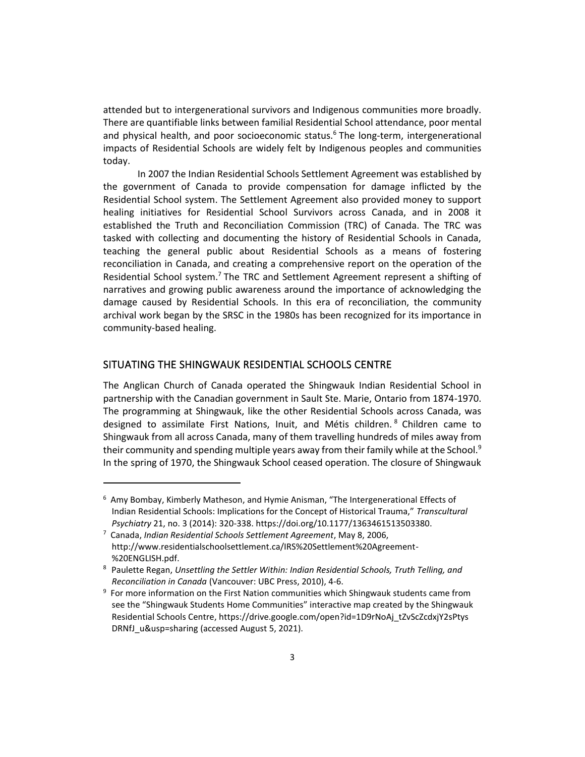attended but to intergenerational survivors and Indigenous communities more broadly. There are quantifiable links between familial Residential School attendance, poor mental and physical health, and poor socioeconomic status.[6] The long-term, intergenerational impacts of Residential Schools are widely felt by Indigenous peoples and communities today.

In 2007 the Indian Residential Schools Settlement Agreement was established by the government of Canada to provide compensation for damage inflicted by the Residential School system. The Settlement Agreement also provided money to support healing initiatives for Residential School Survivors across Canada, and in 2008 it established the Truth and Reconciliation Commission (TRC) of Canada. The TRC was tasked with collecting and documenting the history of Residential Schools in Canada, teaching the general public about Residential Schools as a means of fostering reconciliation in Canada, and creating a comprehensive report on the operation of the Residential School system.[7] The TRC and Settlement Agreement represent a shifting of narratives and growing public awareness around the importance of acknowledging the damage caused by Residential Schools. In this era of reconciliation, the community archival work began by the SRSC in the 1980s has been recognized for its importance in community-based healing.

## SITUATING THE SHINGWAUK RESIDENTIAL SCHOOLS CENTRE

The Anglican Church of Canada operated the Shingwauk Indian Residential School in partnership with the Canadian government in Sault Ste. Marie, Ontario from 1874-1970. The programming at Shingwauk, like the other Residential Schools across Canada, was designed to assimilate First Nations, Inuit, and Métis children.[8] Children came to Shingwauk from all across Canada, many of them travelling hundreds of miles away from their community and spending multiple years away from their family while at the School.[9] In the spring of 1970, the Shingwauk School ceased operation. The closure of Shingwauk

---

[6] Amy Bombay, Kimberly Matheson, and Hymie Anisman, "The Intergenerational Effects of Indian Residential Schools: Implications for the Concept of Historical Trauma," *Transcultural Psychiatry* 21, no. 3 (2014): 320-338. https://doi.org/10.1177/1363461513503380.

[7] Canada, *Indian Residential Schools Settlement Agreement*, May 8, 2006, http://www.residentialschoolsettlement.ca/IRS%20Settlement%20Agreement-%20ENGLISH.pdf.

[8] Paulette Regan, *Unsettling the Settler Within: Indian Residential Schools, Truth Telling, and Reconciliation in Canada* (Vancouver: UBC Press, 2010), 4-6.

[9] For more information on the First Nation communities which Shingwauk students came from see the "Shingwauk Students Home Communities" interactive map created by the Shingwauk Residential Schools Centre, https://drive.google.com/open?id=1D9rNoAj_tZvScZcdxjY2sPtysDRNfJ_u&usp=sharing (accessed August 5, 2021).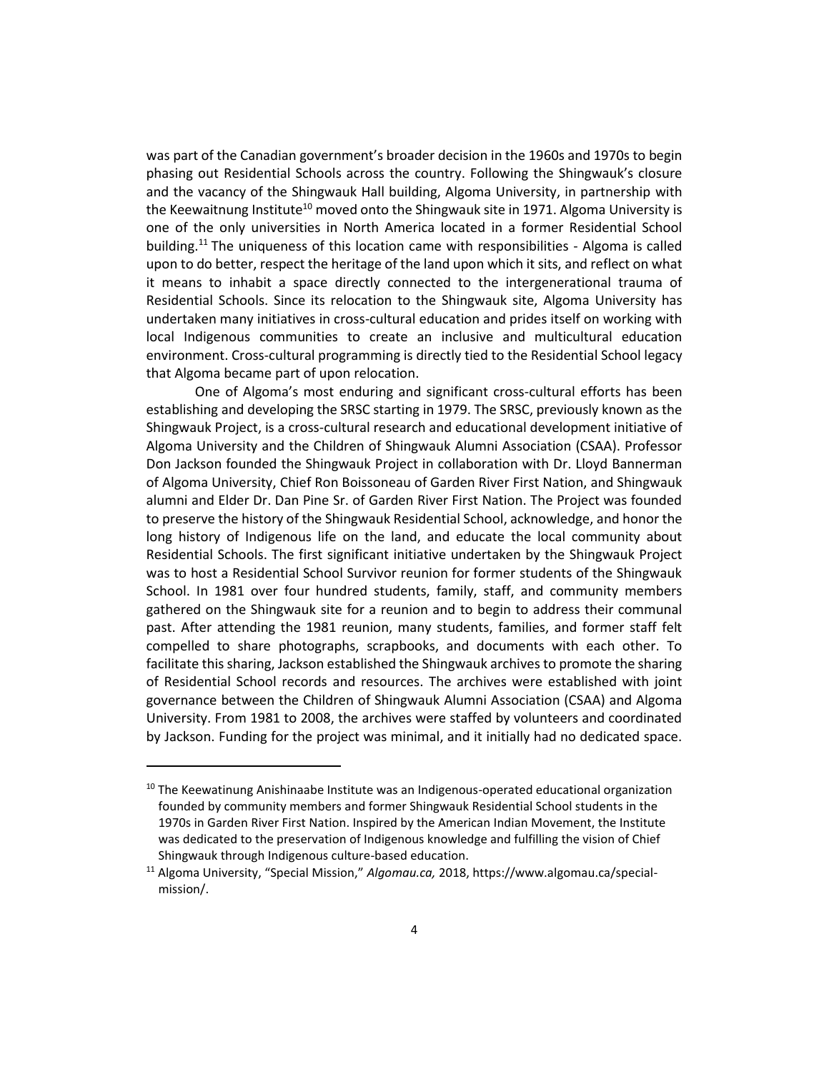was part of the Canadian government's broader decision in the 1960s and 1970s to begin phasing out Residential Schools across the country. Following the Shingwauk's closure and the vacancy of the Shingwauk Hall building, Algoma University, in partnership with the Keewaitnung Institute[10] moved onto the Shingwauk site in 1971. Algoma University is one of the only universities in North America located in a former Residential School building.[11] The uniqueness of this location came with responsibilities - Algoma is called upon to do better, respect the heritage of the land upon which it sits, and reflect on what it means to inhabit a space directly connected to the intergenerational trauma of Residential Schools. Since its relocation to the Shingwauk site, Algoma University has undertaken many initiatives in cross-cultural education and prides itself on working with local Indigenous communities to create an inclusive and multicultural education environment. Cross-cultural programming is directly tied to the Residential School legacy that Algoma became part of upon relocation.

One of Algoma's most enduring and significant cross-cultural efforts has been establishing and developing the SRSC starting in 1979. The SRSC, previously known as the Shingwauk Project, is a cross-cultural research and educational development initiative of Algoma University and the Children of Shingwauk Alumni Association (CSAA). Professor Don Jackson founded the Shingwauk Project in collaboration with Dr. Lloyd Bannerman of Algoma University, Chief Ron Boissoneau of Garden River First Nation, and Shingwauk alumni and Elder Dr. Dan Pine Sr. of Garden River First Nation. The Project was founded to preserve the history of the Shingwauk Residential School, acknowledge, and honor the long history of Indigenous life on the land, and educate the local community about Residential Schools. The first significant initiative undertaken by the Shingwauk Project was to host a Residential School Survivor reunion for former students of the Shingwauk School. In 1981 over four hundred students, family, staff, and community members gathered on the Shingwauk site for a reunion and to begin to address their communal past. After attending the 1981 reunion, many students, families, and former staff felt compelled to share photographs, scrapbooks, and documents with each other. To facilitate this sharing, Jackson established the Shingwauk archives to promote the sharing of Residential School records and resources. The archives were established with joint governance between the Children of Shingwauk Alumni Association (CSAA) and Algoma University. From 1981 to 2008, the archives were staffed by volunteers and coordinated by Jackson. Funding for the project was minimal, and it initially had no dedicated space.

---

[10] The Keewatinung Anishinaabe Institute was an Indigenous-operated educational organization founded by community members and former Shingwauk Residential School students in the 1970s in Garden River First Nation. Inspired by the American Indian Movement, the Institute was dedicated to the preservation of Indigenous knowledge and fulfilling the vision of Chief Shingwauk through Indigenous culture-based education.

[11] Algoma University, "Special Mission," *Algomau.ca,* 2018, https://www.algomau.ca/special-mission/.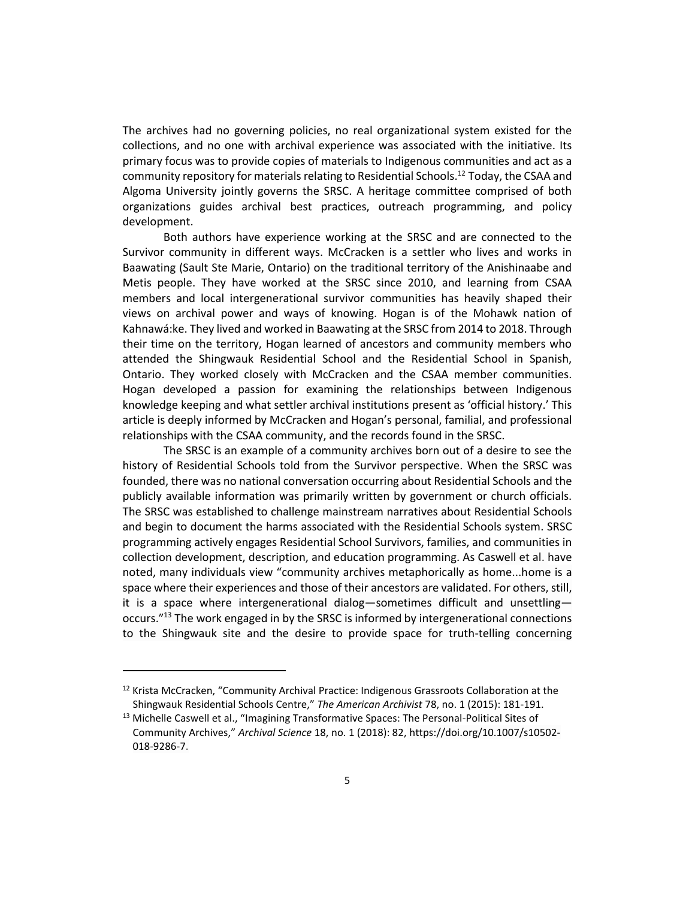The archives had no governing policies, no real organizational system existed for the collections, and no one with archival experience was associated with the initiative. Its primary focus was to provide copies of materials to Indigenous communities and act as a community repository for materials relating to Residential Schools.[12] Today, the CSAA and Algoma University jointly governs the SRSC. A heritage committee comprised of both organizations guides archival best practices, outreach programming, and policy development.

Both authors have experience working at the SRSC and are connected to the Survivor community in different ways. McCracken is a settler who lives and works in Baawating (Sault Ste Marie, Ontario) on the traditional territory of the Anishinaabe and Metis people. They have worked at the SRSC since 2010, and learning from CSAA members and local intergenerational survivor communities has heavily shaped their views on archival power and ways of knowing. Hogan is of the Mohawk nation of Kahnawá:ke. They lived and worked in Baawating at the SRSC from 2014 to 2018. Through their time on the territory, Hogan learned of ancestors and community members who attended the Shingwauk Residential School and the Residential School in Spanish, Ontario. They worked closely with McCracken and the CSAA member communities. Hogan developed a passion for examining the relationships between Indigenous knowledge keeping and what settler archival institutions present as 'official history.' This article is deeply informed by McCracken and Hogan's personal, familial, and professional relationships with the CSAA community, and the records found in the SRSC.

The SRSC is an example of a community archives born out of a desire to see the history of Residential Schools told from the Survivor perspective. When the SRSC was founded, there was no national conversation occurring about Residential Schools and the publicly available information was primarily written by government or church officials. The SRSC was established to challenge mainstream narratives about Residential Schools and begin to document the harms associated with the Residential Schools system. SRSC programming actively engages Residential School Survivors, families, and communities in collection development, description, and education programming. As Caswell et al. have noted, many individuals view "community archives metaphorically as home...home is a space where their experiences and those of their ancestors are validated. For others, still, it is a space where intergenerational dialog—sometimes difficult and unsettling—occurs."[13] The work engaged in by the SRSC is informed by intergenerational connections to the Shingwauk site and the desire to provide space for truth-telling concerning

---

[12] Krista McCracken, "Community Archival Practice: Indigenous Grassroots Collaboration at the Shingwauk Residential Schools Centre," *The American Archivist* 78, no. 1 (2015): 181-191.

[13] Michelle Caswell et al., "Imagining Transformative Spaces: The Personal-Political Sites of Community Archives," *Archival Science* 18, no. 1 (2018): 82, https://doi.org/10.1007/s10502-018-9286-7.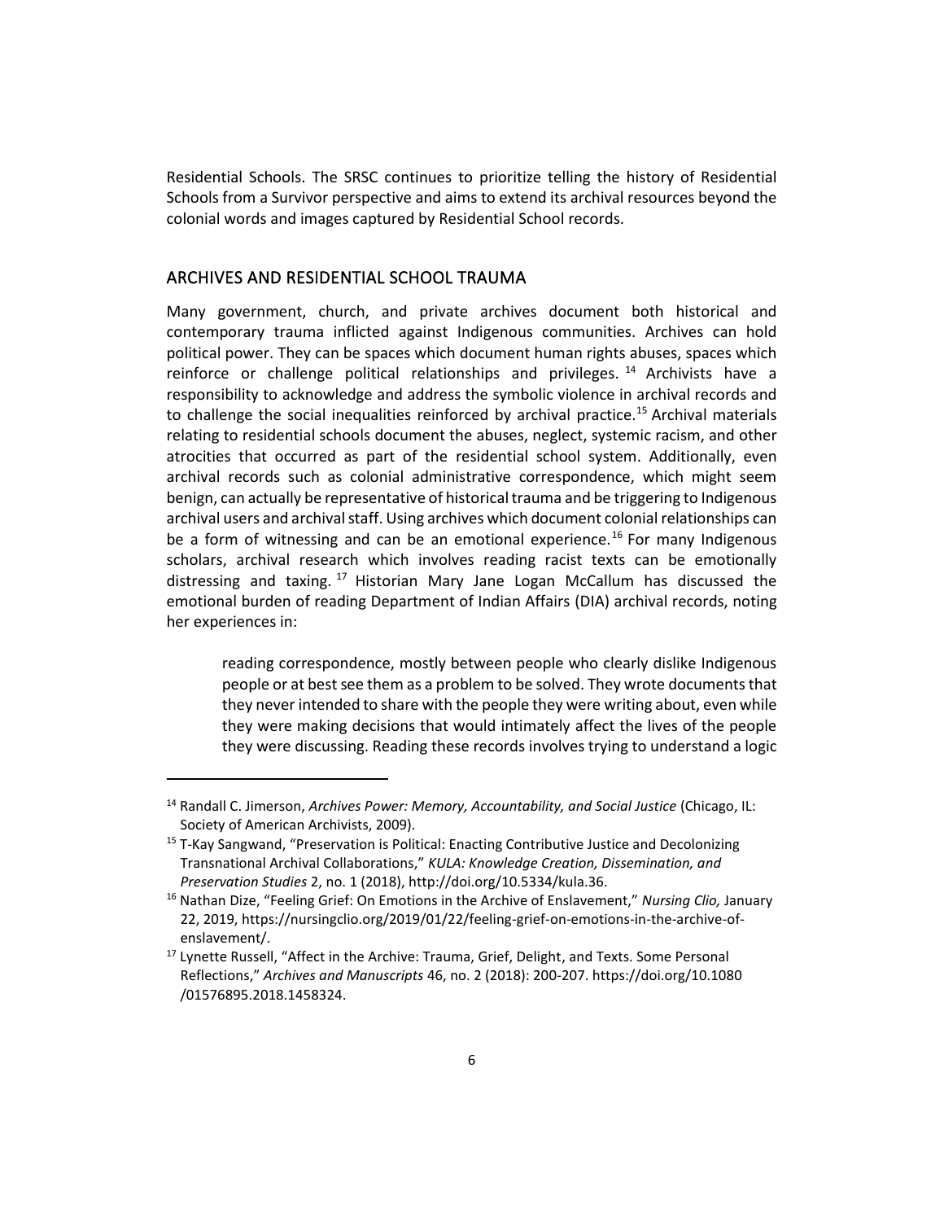Residential Schools. The SRSC continues to prioritize telling the history of Residential Schools from a Survivor perspective and aims to extend its archival resources beyond the colonial words and images captured by Residential School records.

## ARCHIVES AND RESIDENTIAL SCHOOL TRAUMA

Many government, church, and private archives document both historical and contemporary trauma inflicted against Indigenous communities. Archives can hold political power. They can be spaces which document human rights abuses, spaces which reinforce or challenge political relationships and privileges.[14] Archivists have a responsibility to acknowledge and address the symbolic violence in archival records and to challenge the social inequalities reinforced by archival practice.[15] Archival materials relating to residential schools document the abuses, neglect, systemic racism, and other atrocities that occurred as part of the residential school system. Additionally, even archival records such as colonial administrative correspondence, which might seem benign, can actually be representative of historical trauma and be triggering to Indigenous archival users and archival staff. Using archives which document colonial relationships can be a form of witnessing and can be an emotional experience.[16] For many Indigenous scholars, archival research which involves reading racist texts can be emotionally distressing and taxing.[17] Historian Mary Jane Logan McCallum has discussed the emotional burden of reading Department of Indian Affairs (DIA) archival records, noting her experiences in:

> reading correspondence, mostly between people who clearly dislike Indigenous people or at best see them as a problem to be solved. They wrote documents that they never intended to share with the people they were writing about, even while they were making decisions that would intimately affect the lives of the people they were discussing. Reading these records involves trying to understand a logic

---

[14] Randall C. Jimerson, *Archives Power: Memory, Accountability, and Social Justice* (Chicago, IL: Society of American Archivists, 2009).

[15] T-Kay Sangwand, "Preservation is Political: Enacting Contributive Justice and Decolonizing Transnational Archival Collaborations," *KULA: Knowledge Creation, Dissemination, and Preservation Studies* 2, no. 1 (2018), http://doi.org/10.5334/kula.36.

[16] Nathan Dize, "Feeling Grief: On Emotions in the Archive of Enslavement," *Nursing Clio,* January 22, 2019, https://nursingclio.org/2019/01/22/feeling-grief-on-emotions-in-the-archive-of-enslavement/.

[17] Lynette Russell, "Affect in the Archive: Trauma, Grief, Delight, and Texts. Some Personal Reflections," *Archives and Manuscripts* 46, no. 2 (2018): 200-207. https://doi.org/10.1080/01576895.2018.1458324.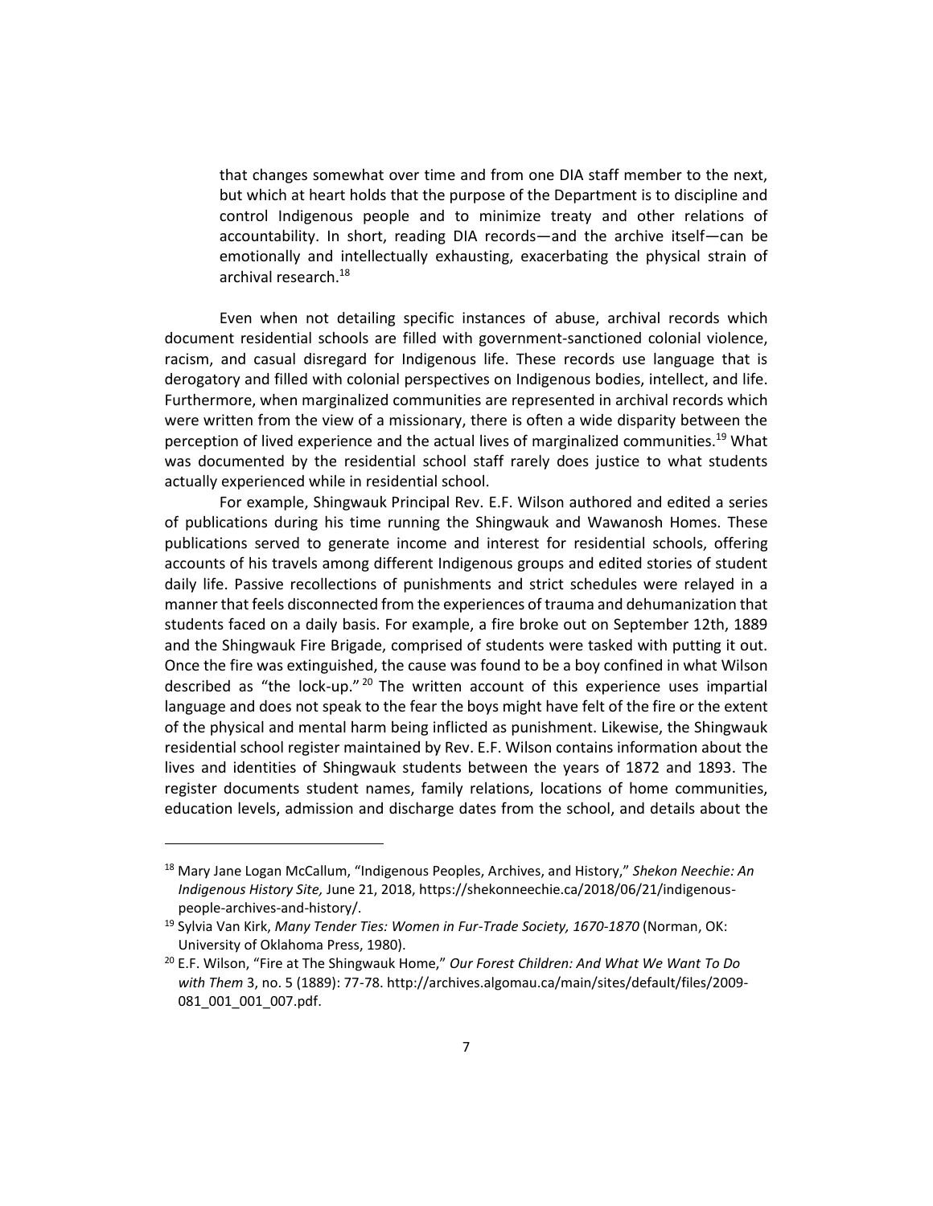> that changes somewhat over time and from one DIA staff member to the next, but which at heart holds that the purpose of the Department is to discipline and control Indigenous people and to minimize treaty and other relations of accountability. In short, reading DIA records—and the archive itself—can be emotionally and intellectually exhausting, exacerbating the physical strain of archival research.[18]

Even when not detailing specific instances of abuse, archival records which document residential schools are filled with government-sanctioned colonial violence, racism, and casual disregard for Indigenous life. These records use language that is derogatory and filled with colonial perspectives on Indigenous bodies, intellect, and life. Furthermore, when marginalized communities are represented in archival records which were written from the view of a missionary, there is often a wide disparity between the perception of lived experience and the actual lives of marginalized communities.[19] What was documented by the residential school staff rarely does justice to what students actually experienced while in residential school.

For example, Shingwauk Principal Rev. E.F. Wilson authored and edited a series of publications during his time running the Shingwauk and Wawanosh Homes. These publications served to generate income and interest for residential schools, offering accounts of his travels among different Indigenous groups and edited stories of student daily life. Passive recollections of punishments and strict schedules were relayed in a manner that feels disconnected from the experiences of trauma and dehumanization that students faced on a daily basis. For example, a fire broke out on September 12th, 1889 and the Shingwauk Fire Brigade, comprised of students were tasked with putting it out. Once the fire was extinguished, the cause was found to be a boy confined in what Wilson described as "the lock-up."[20] The written account of this experience uses impartial language and does not speak to the fear the boys might have felt of the fire or the extent of the physical and mental harm being inflicted as punishment. Likewise, the Shingwauk residential school register maintained by Rev. E.F. Wilson contains information about the lives and identities of Shingwauk students between the years of 1872 and 1893. The register documents student names, family relations, locations of home communities, education levels, admission and discharge dates from the school, and details about the

---

[18] Mary Jane Logan McCallum, "Indigenous Peoples, Archives, and History," *Shekon Neechie: An Indigenous History Site,* June 21, 2018, https://shekonneechie.ca/2018/06/21/indigenous-people-archives-and-history/.

[19] Sylvia Van Kirk, *Many Tender Ties: Women in Fur-Trade Society, 1670-1870* (Norman, OK: University of Oklahoma Press, 1980).

[20] E.F. Wilson, "Fire at The Shingwauk Home," *Our Forest Children: And What We Want To Do with Them* 3, no. 5 (1889): 77-78. http://archives.algomau.ca/main/sites/default/files/2009-081_001_001_007.pdf.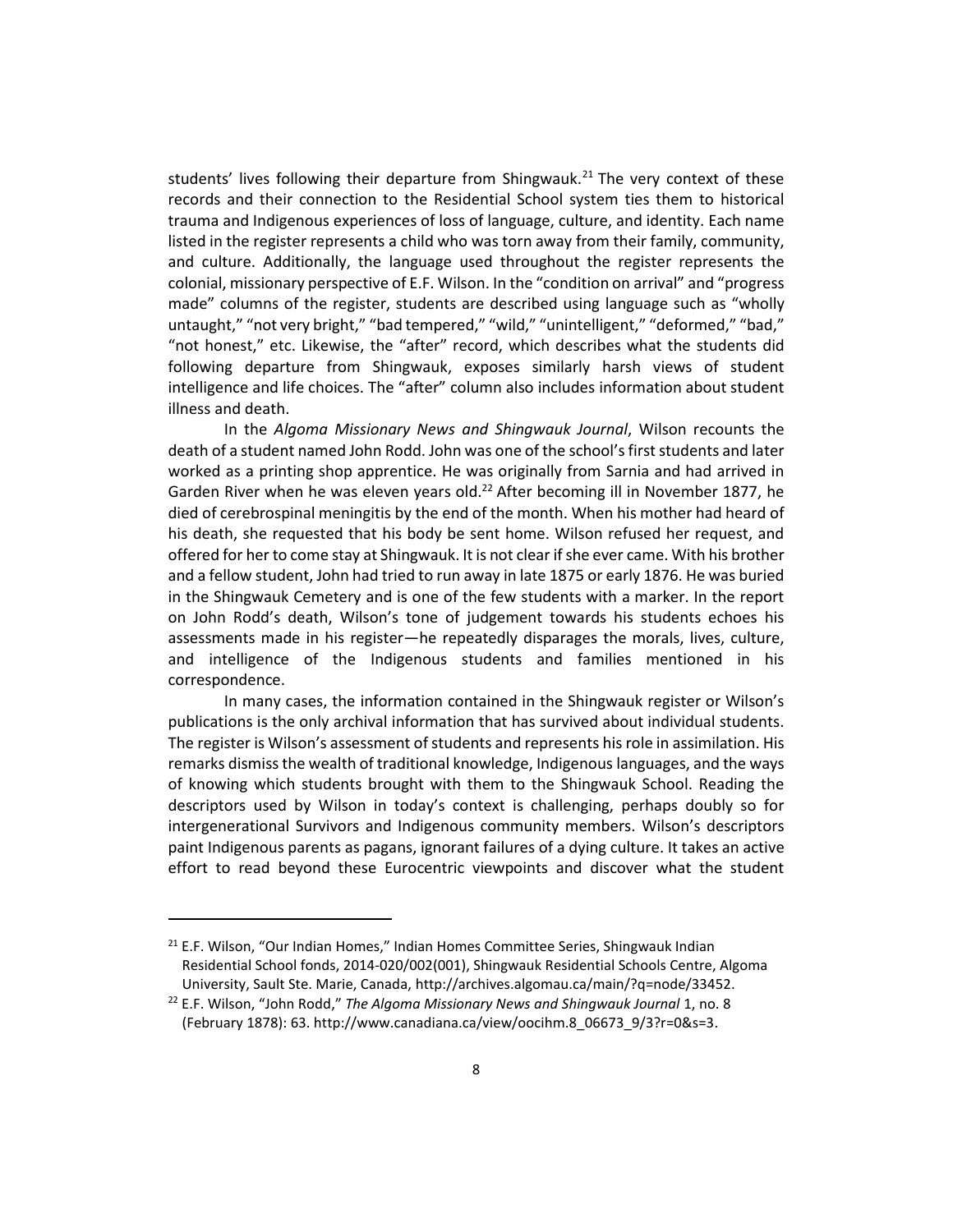students' lives following their departure from Shingwauk.[21] The very context of these records and their connection to the Residential School system ties them to historical trauma and Indigenous experiences of loss of language, culture, and identity. Each name listed in the register represents a child who was torn away from their family, community, and culture. Additionally, the language used throughout the register represents the colonial, missionary perspective of E.F. Wilson. In the "condition on arrival" and "progress made" columns of the register, students are described using language such as "wholly untaught," "not very bright," "bad tempered," "wild," "unintelligent," "deformed," "bad," "not honest," etc. Likewise, the "after" record, which describes what the students did following departure from Shingwauk, exposes similarly harsh views of student intelligence and life choices. The "after" column also includes information about student illness and death.

In the *Algoma Missionary News and Shingwauk Journal*, Wilson recounts the death of a student named John Rodd. John was one of the school's first students and later worked as a printing shop apprentice. He was originally from Sarnia and had arrived in Garden River when he was eleven years old.[22] After becoming ill in November 1877, he died of cerebrospinal meningitis by the end of the month. When his mother had heard of his death, she requested that his body be sent home. Wilson refused her request, and offered for her to come stay at Shingwauk. It is not clear if she ever came. With his brother and a fellow student, John had tried to run away in late 1875 or early 1876. He was buried in the Shingwauk Cemetery and is one of the few students with a marker. In the report on John Rodd's death, Wilson's tone of judgement towards his students echoes his assessments made in his register—he repeatedly disparages the morals, lives, culture, and intelligence of the Indigenous students and families mentioned in his correspondence.

In many cases, the information contained in the Shingwauk register or Wilson's publications is the only archival information that has survived about individual students. The register is Wilson's assessment of students and represents his role in assimilation. His remarks dismiss the wealth of traditional knowledge, Indigenous languages, and the ways of knowing which students brought with them to the Shingwauk School. Reading the descriptors used by Wilson in today's context is challenging, perhaps doubly so for intergenerational Survivors and Indigenous community members. Wilson's descriptors paint Indigenous parents as pagans, ignorant failures of a dying culture. It takes an active effort to read beyond these Eurocentric viewpoints and discover what the student

---

[21] E.F. Wilson, "Our Indian Homes," Indian Homes Committee Series, Shingwauk Indian Residential School fonds, 2014-020/002(001), Shingwauk Residential Schools Centre, Algoma University, Sault Ste. Marie, Canada, http://archives.algomau.ca/main/?q=node/33452.

[22] E.F. Wilson, "John Rodd," *The Algoma Missionary News and Shingwauk Journal* 1, no. 8 (February 1878): 63. http://www.canadiana.ca/view/oocihm.8_06673_9/3?r=0&s=3.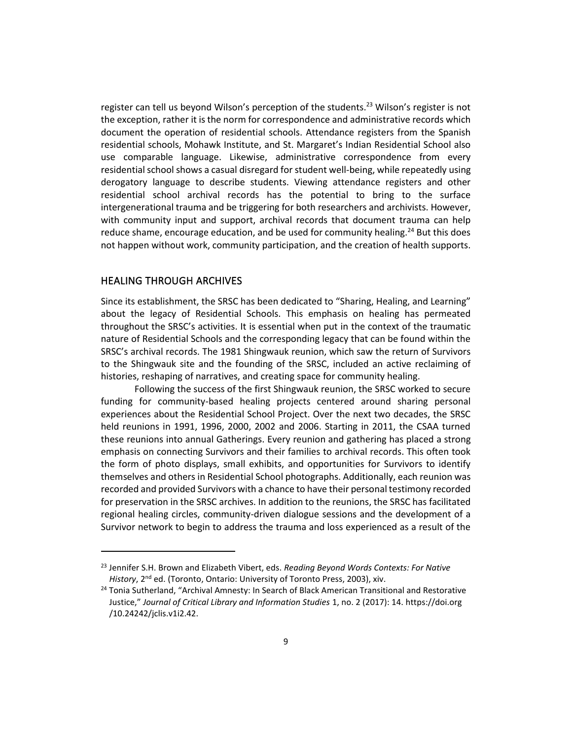register can tell us beyond Wilson's perception of the students.[23] Wilson's register is not the exception, rather it is the norm for correspondence and administrative records which document the operation of residential schools. Attendance registers from the Spanish residential schools, Mohawk Institute, and St. Margaret's Indian Residential School also use comparable language. Likewise, administrative correspondence from every residential school shows a casual disregard for student well-being, while repeatedly using derogatory language to describe students. Viewing attendance registers and other residential school archival records has the potential to bring to the surface intergenerational trauma and be triggering for both researchers and archivists. However, with community input and support, archival records that document trauma can help reduce shame, encourage education, and be used for community healing.[24] But this does not happen without work, community participation, and the creation of health supports.

## HEALING THROUGH ARCHIVES

Since its establishment, the SRSC has been dedicated to "Sharing, Healing, and Learning" about the legacy of Residential Schools. This emphasis on healing has permeated throughout the SRSC's activities. It is essential when put in the context of the traumatic nature of Residential Schools and the corresponding legacy that can be found within the SRSC's archival records. The 1981 Shingwauk reunion, which saw the return of Survivors to the Shingwauk site and the founding of the SRSC, included an active reclaiming of histories, reshaping of narratives, and creating space for community healing.

Following the success of the first Shingwauk reunion, the SRSC worked to secure funding for community-based healing projects centered around sharing personal experiences about the Residential School Project. Over the next two decades, the SRSC held reunions in 1991, 1996, 2000, 2002 and 2006. Starting in 2011, the CSAA turned these reunions into annual Gatherings. Every reunion and gathering has placed a strong emphasis on connecting Survivors and their families to archival records. This often took the form of photo displays, small exhibits, and opportunities for Survivors to identify themselves and others in Residential School photographs. Additionally, each reunion was recorded and provided Survivors with a chance to have their personal testimony recorded for preservation in the SRSC archives. In addition to the reunions, the SRSC has facilitated regional healing circles, community-driven dialogue sessions and the development of a Survivor network to begin to address the trauma and loss experienced as a result of the

---

[23] Jennifer S.H. Brown and Elizabeth Vibert, eds. *Reading Beyond Words Contexts: For Native History*, 2nd ed. (Toronto, Ontario: University of Toronto Press, 2003), xiv.

[24] Tonia Sutherland, "Archival Amnesty: In Search of Black American Transitional and Restorative Justice," *Journal of Critical Library and Information Studies* 1, no. 2 (2017): 14. https://doi.org/10.24242/jclis.v1i2.42.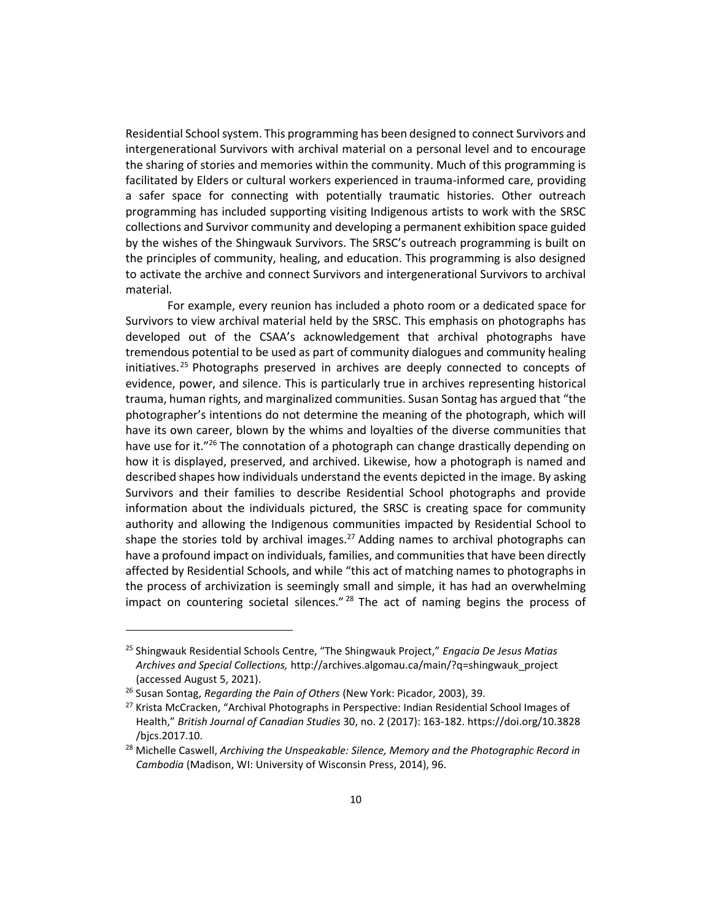Residential School system. This programming has been designed to connect Survivors and intergenerational Survivors with archival material on a personal level and to encourage the sharing of stories and memories within the community. Much of this programming is facilitated by Elders or cultural workers experienced in trauma-informed care, providing a safer space for connecting with potentially traumatic histories. Other outreach programming has included supporting visiting Indigenous artists to work with the SRSC collections and Survivor community and developing a permanent exhibition space guided by the wishes of the Shingwauk Survivors. The SRSC's outreach programming is built on the principles of community, healing, and education. This programming is also designed to activate the archive and connect Survivors and intergenerational Survivors to archival material.

For example, every reunion has included a photo room or a dedicated space for Survivors to view archival material held by the SRSC. This emphasis on photographs has developed out of the CSAA's acknowledgement that archival photographs have tremendous potential to be used as part of community dialogues and community healing initiatives.[25] Photographs preserved in archives are deeply connected to concepts of evidence, power, and silence. This is particularly true in archives representing historical trauma, human rights, and marginalized communities. Susan Sontag has argued that "the photographer's intentions do not determine the meaning of the photograph, which will have its own career, blown by the whims and loyalties of the diverse communities that have use for it."[26] The connotation of a photograph can change drastically depending on how it is displayed, preserved, and archived. Likewise, how a photograph is named and described shapes how individuals understand the events depicted in the image. By asking Survivors and their families to describe Residential School photographs and provide information about the individuals pictured, the SRSC is creating space for community authority and allowing the Indigenous communities impacted by Residential School to shape the stories told by archival images.[27] Adding names to archival photographs can have a profound impact on individuals, families, and communities that have been directly affected by Residential Schools, and while "this act of matching names to photographs in the process of archivization is seemingly small and simple, it has had an overwhelming impact on countering societal silences."[28] The act of naming begins the process of

---

[25] Shingwauk Residential Schools Centre, "The Shingwauk Project," *Engacia De Jesus Matias Archives and Special Collections,* http://archives.algomau.ca/main/?q=shingwauk_project (accessed August 5, 2021).

[26] Susan Sontag, *Regarding the Pain of Others* (New York: Picador, 2003), 39.

[27] Krista McCracken, "Archival Photographs in Perspective: Indian Residential School Images of Health," *British Journal of Canadian Studies* 30, no. 2 (2017): 163-182. https://doi.org/10.3828/bjcs.2017.10.

[28] Michelle Caswell, *Archiving the Unspeakable: Silence, Memory and the Photographic Record in Cambodia* (Madison, WI: University of Wisconsin Press, 2014), 96.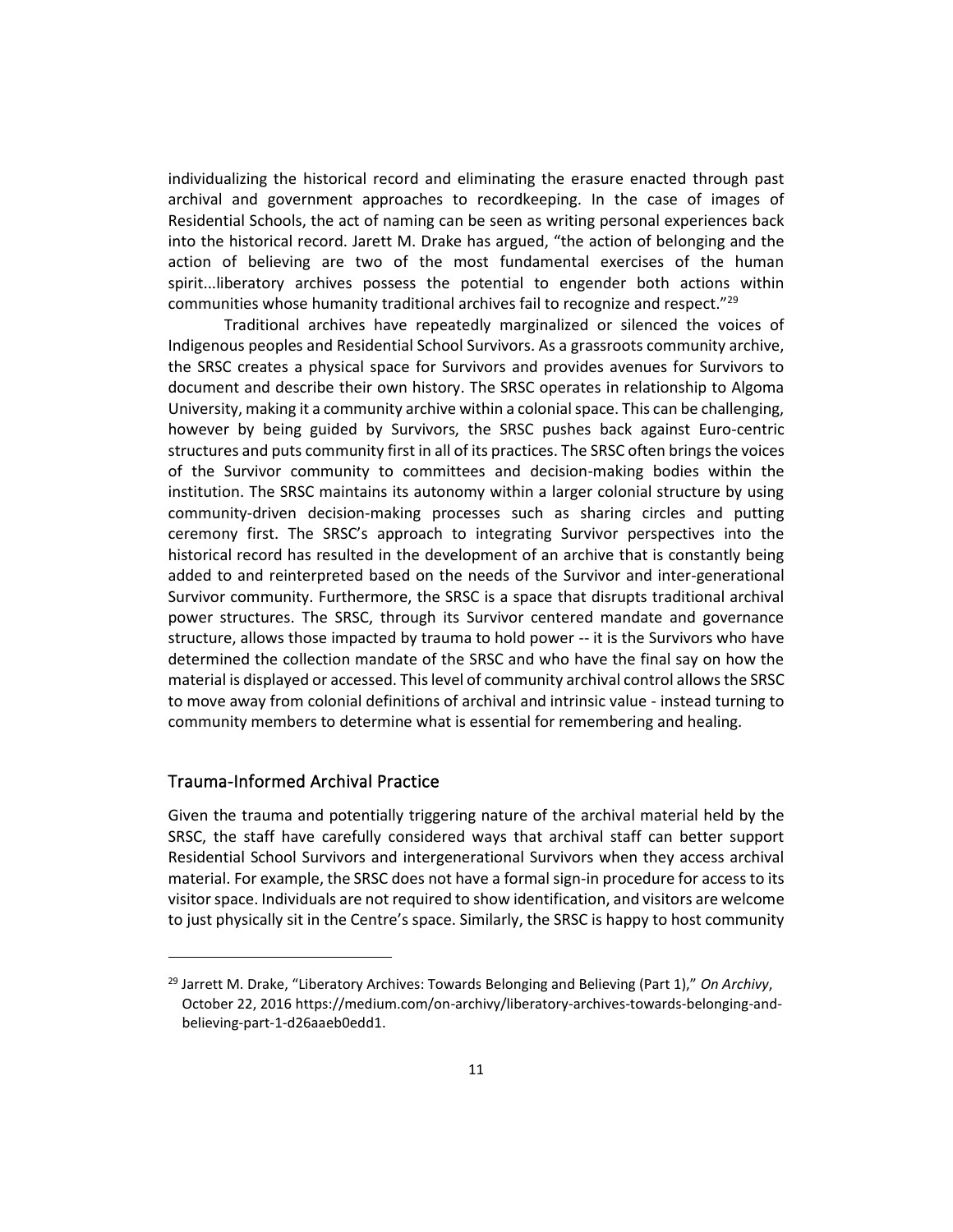individualizing the historical record and eliminating the erasure enacted through past archival and government approaches to recordkeeping. In the case of images of Residential Schools, the act of naming can be seen as writing personal experiences back into the historical record. Jarett M. Drake has argued, "the action of belonging and the action of believing are two of the most fundamental exercises of the human spirit...liberatory archives possess the potential to engender both actions within communities whose humanity traditional archives fail to recognize and respect."[29]

Traditional archives have repeatedly marginalized or silenced the voices of Indigenous peoples and Residential School Survivors. As a grassroots community archive, the SRSC creates a physical space for Survivors and provides avenues for Survivors to document and describe their own history. The SRSC operates in relationship to Algoma University, making it a community archive within a colonial space. This can be challenging, however by being guided by Survivors, the SRSC pushes back against Euro-centric structures and puts community first in all of its practices. The SRSC often brings the voices of the Survivor community to committees and decision-making bodies within the institution. The SRSC maintains its autonomy within a larger colonial structure by using community-driven decision-making processes such as sharing circles and putting ceremony first. The SRSC's approach to integrating Survivor perspectives into the historical record has resulted in the development of an archive that is constantly being added to and reinterpreted based on the needs of the Survivor and inter-generational Survivor community. Furthermore, the SRSC is a space that disrupts traditional archival power structures. The SRSC, through its Survivor centered mandate and governance structure, allows those impacted by trauma to hold power -- it is the Survivors who have determined the collection mandate of the SRSC and who have the final say on how the material is displayed or accessed. This level of community archival control allows the SRSC to move away from colonial definitions of archival and intrinsic value - instead turning to community members to determine what is essential for remembering and healing.

## Trauma-Informed Archival Practice

Given the trauma and potentially triggering nature of the archival material held by the SRSC, the staff have carefully considered ways that archival staff can better support Residential School Survivors and intergenerational Survivors when they access archival material. For example, the SRSC does not have a formal sign-in procedure for access to its visitor space. Individuals are not required to show identification, and visitors are welcome to just physically sit in the Centre's space. Similarly, the SRSC is happy to host community

---

[29] Jarrett M. Drake, "Liberatory Archives: Towards Belonging and Believing (Part 1)," *On Archivy*, October 22, 2016 https://medium.com/on-archivy/liberatory-archives-towards-belonging-and-believing-part-1-d26aaeb0edd1.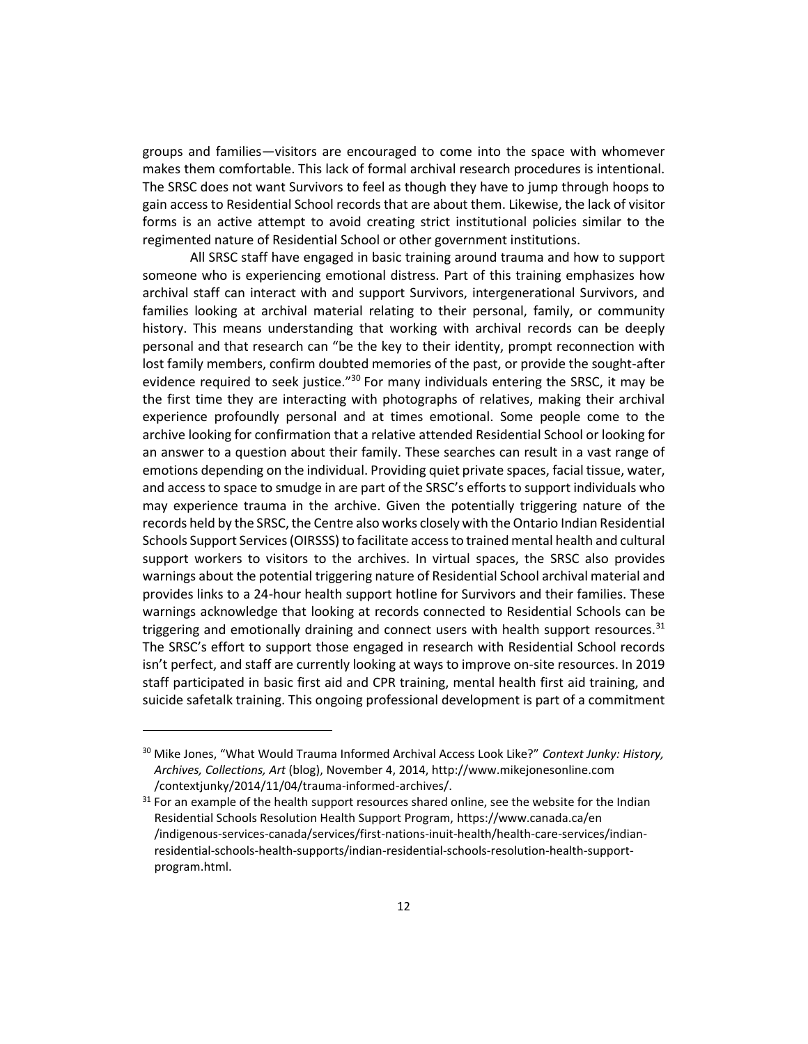groups and families—visitors are encouraged to come into the space with whomever makes them comfortable. This lack of formal archival research procedures is intentional. The SRSC does not want Survivors to feel as though they have to jump through hoops to gain access to Residential School records that are about them. Likewise, the lack of visitor forms is an active attempt to avoid creating strict institutional policies similar to the regimented nature of Residential School or other government institutions.

All SRSC staff have engaged in basic training around trauma and how to support someone who is experiencing emotional distress. Part of this training emphasizes how archival staff can interact with and support Survivors, intergenerational Survivors, and families looking at archival material relating to their personal, family, or community history. This means understanding that working with archival records can be deeply personal and that research can "be the key to their identity, prompt reconnection with lost family members, confirm doubted memories of the past, or provide the sought-after evidence required to seek justice."[30] For many individuals entering the SRSC, it may be the first time they are interacting with photographs of relatives, making their archival experience profoundly personal and at times emotional. Some people come to the archive looking for confirmation that a relative attended Residential School or looking for an answer to a question about their family. These searches can result in a vast range of emotions depending on the individual. Providing quiet private spaces, facial tissue, water, and access to space to smudge in are part of the SRSC's efforts to support individuals who may experience trauma in the archive. Given the potentially triggering nature of the records held by the SRSC, the Centre also works closely with the Ontario Indian Residential Schools Support Services (OIRSSS) to facilitate access to trained mental health and cultural support workers to visitors to the archives. In virtual spaces, the SRSC also provides warnings about the potential triggering nature of Residential School archival material and provides links to a 24-hour health support hotline for Survivors and their families. These warnings acknowledge that looking at records connected to Residential Schools can be triggering and emotionally draining and connect users with health support resources.[31] The SRSC's effort to support those engaged in research with Residential School records isn't perfect, and staff are currently looking at ways to improve on-site resources. In 2019 staff participated in basic first aid and CPR training, mental health first aid training, and suicide safetalk training. This ongoing professional development is part of a commitment

---

[30] Mike Jones, "What Would Trauma Informed Archival Access Look Like?" *Context Junky: History, Archives, Collections, Art* (blog), November 4, 2014, http://www.mikejonesonline.com/contextjunky/2014/11/04/trauma-informed-archives/.

[31] For an example of the health support resources shared online, see the website for the Indian Residential Schools Resolution Health Support Program, https://www.canada.ca/en/indigenous-services-canada/services/first-nations-inuit-health/health-care-services/indian-residential-schools-health-supports/indian-residential-schools-resolution-health-support-program.html.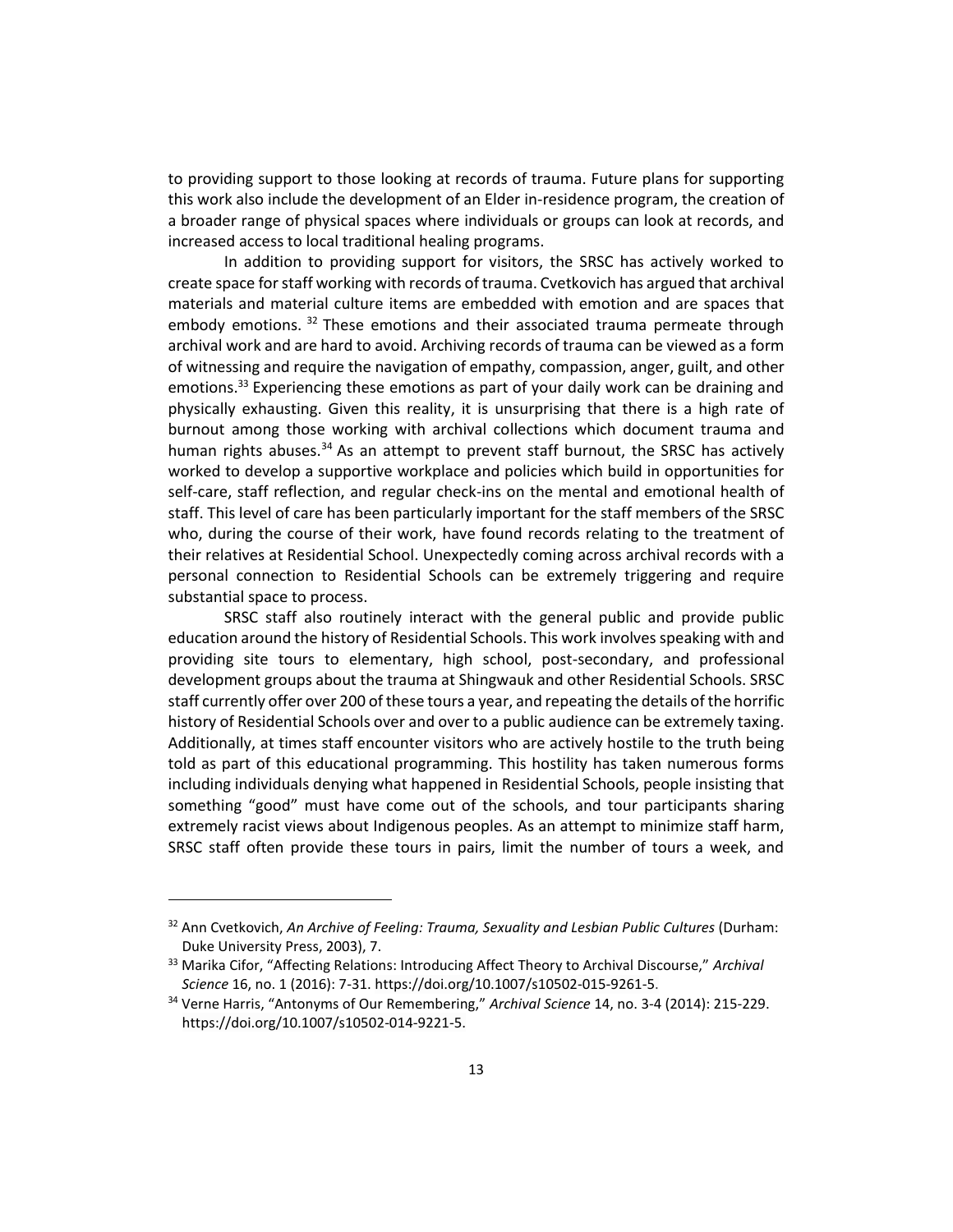to providing support to those looking at records of trauma. Future plans for supporting this work also include the development of an Elder in-residence program, the creation of a broader range of physical spaces where individuals or groups can look at records, and increased access to local traditional healing programs.

In addition to providing support for visitors, the SRSC has actively worked to create space for staff working with records of trauma. Cvetkovich has argued that archival materials and material culture items are embedded with emotion and are spaces that embody emotions. [32] These emotions and their associated trauma permeate through archival work and are hard to avoid. Archiving records of trauma can be viewed as a form of witnessing and require the navigation of empathy, compassion, anger, guilt, and other emotions.[33] Experiencing these emotions as part of your daily work can be draining and physically exhausting. Given this reality, it is unsurprising that there is a high rate of burnout among those working with archival collections which document trauma and human rights abuses.[34] As an attempt to prevent staff burnout, the SRSC has actively worked to develop a supportive workplace and policies which build in opportunities for self-care, staff reflection, and regular check-ins on the mental and emotional health of staff. This level of care has been particularly important for the staff members of the SRSC who, during the course of their work, have found records relating to the treatment of their relatives at Residential School. Unexpectedly coming across archival records with a personal connection to Residential Schools can be extremely triggering and require substantial space to process.

SRSC staff also routinely interact with the general public and provide public education around the history of Residential Schools. This work involves speaking with and providing site tours to elementary, high school, post-secondary, and professional development groups about the trauma at Shingwauk and other Residential Schools. SRSC staff currently offer over 200 of these tours a year, and repeating the details of the horrific history of Residential Schools over and over to a public audience can be extremely taxing. Additionally, at times staff encounter visitors who are actively hostile to the truth being told as part of this educational programming. This hostility has taken numerous forms including individuals denying what happened in Residential Schools, people insisting that something "good" must have come out of the schools, and tour participants sharing extremely racist views about Indigenous peoples. As an attempt to minimize staff harm, SRSC staff often provide these tours in pairs, limit the number of tours a week, and

---

[32] Ann Cvetkovich, *An Archive of Feeling: Trauma, Sexuality and Lesbian Public Cultures* (Durham: Duke University Press, 2003), 7.

[33] Marika Cifor, "Affecting Relations: Introducing Affect Theory to Archival Discourse," *Archival Science* 16, no. 1 (2016): 7-31. https://doi.org/10.1007/s10502-015-9261-5.

[34] Verne Harris, "Antonyms of Our Remembering," *Archival Science* 14, no. 3-4 (2014): 215-229. https://doi.org/10.1007/s10502-014-9221-5.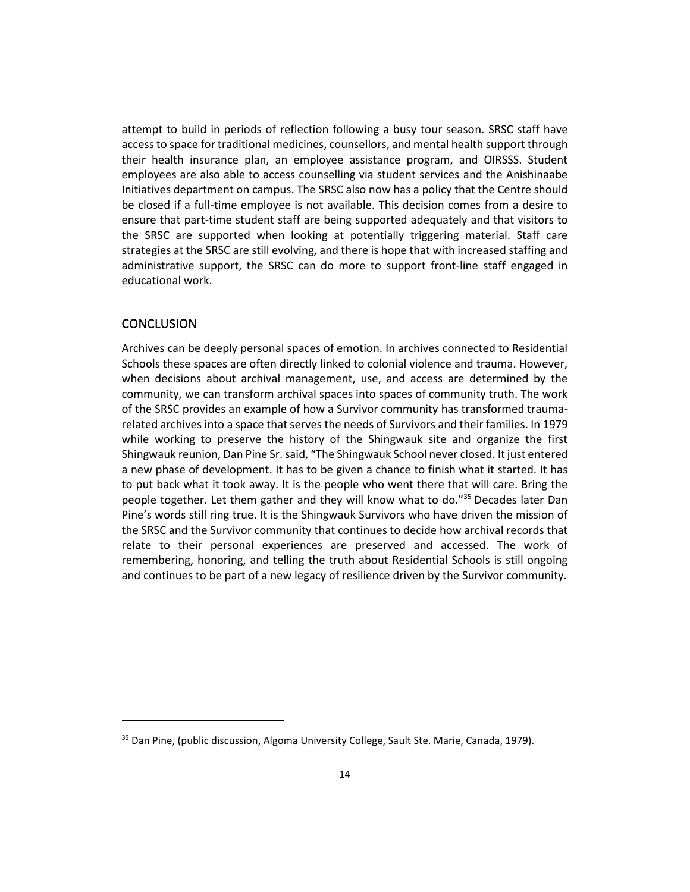attempt to build in periods of reflection following a busy tour season. SRSC staff have access to space for traditional medicines, counsellors, and mental health support through their health insurance plan, an employee assistance program, and OIRSSS. Student employees are also able to access counselling via student services and the Anishinaabe Initiatives department on campus. The SRSC also now has a policy that the Centre should be closed if a full-time employee is not available. This decision comes from a desire to ensure that part-time student staff are being supported adequately and that visitors to the SRSC are supported when looking at potentially triggering material. Staff care strategies at the SRSC are still evolving, and there is hope that with increased staffing and administrative support, the SRSC can do more to support front-line staff engaged in educational work.

## CONCLUSION

Archives can be deeply personal spaces of emotion. In archives connected to Residential Schools these spaces are often directly linked to colonial violence and trauma. However, when decisions about archival management, use, and access are determined by the community, we can transform archival spaces into spaces of community truth. The work of the SRSC provides an example of how a Survivor community has transformed trauma-related archives into a space that serves the needs of Survivors and their families. In 1979 while working to preserve the history of the Shingwauk site and organize the first Shingwauk reunion, Dan Pine Sr. said, "The Shingwauk School never closed. It just entered a new phase of development. It has to be given a chance to finish what it started. It has to put back what it took away. It is the people who went there that will care. Bring the people together. Let them gather and they will know what to do."[35] Decades later Dan Pine's words still ring true. It is the Shingwauk Survivors who have driven the mission of the SRSC and the Survivor community that continues to decide how archival records that relate to their personal experiences are preserved and accessed. The work of remembering, honoring, and telling the truth about Residential Schools is still ongoing and continues to be part of a new legacy of resilience driven by the Survivor community.

---

[35] Dan Pine, (public discussion, Algoma University College, Sault Ste. Marie, Canada, 1979).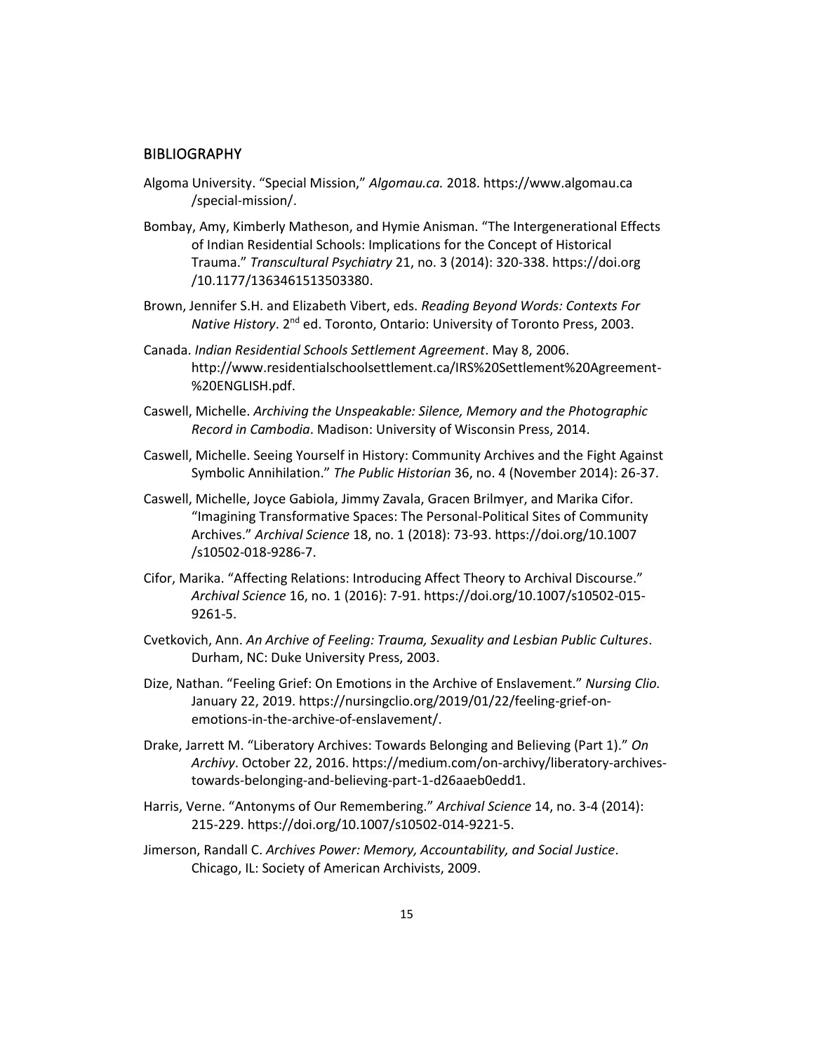## BIBLIOGRAPHY

Algoma University. "Special Mission," *Algomau.ca.* 2018. https://www.algomau.ca/special-mission/.

Bombay, Amy, Kimberly Matheson, and Hymie Anisman. "The Intergenerational Effects of Indian Residential Schools: Implications for the Concept of Historical Trauma." *Transcultural Psychiatry* 21, no. 3 (2014): 320-338. https://doi.org/10.1177/1363461513503380.

Brown, Jennifer S.H. and Elizabeth Vibert, eds. *Reading Beyond Words: Contexts For Native History*. 2nd ed. Toronto, Ontario: University of Toronto Press, 2003.

Canada. *Indian Residential Schools Settlement Agreement*. May 8, 2006. http://www.residentialschoolsettlement.ca/IRS%20Settlement%20Agreement-%20ENGLISH.pdf.

Caswell, Michelle. *Archiving the Unspeakable: Silence, Memory and the Photographic Record in Cambodia*. Madison: University of Wisconsin Press, 2014.

Caswell, Michelle. Seeing Yourself in History: Community Archives and the Fight Against Symbolic Annihilation." *The Public Historian* 36, no. 4 (November 2014): 26-37.

Caswell, Michelle, Joyce Gabiola, Jimmy Zavala, Gracen Brilmyer, and Marika Cifor. "Imagining Transformative Spaces: The Personal-Political Sites of Community Archives." *Archival Science* 18, no. 1 (2018): 73-93. https://doi.org/10.1007/s10502-018-9286-7.

Cifor, Marika. "Affecting Relations: Introducing Affect Theory to Archival Discourse." *Archival Science* 16, no. 1 (2016): 7-91. https://doi.org/10.1007/s10502-015-9261-5.

Cvetkovich, Ann. *An Archive of Feeling: Trauma, Sexuality and Lesbian Public Cultures*. Durham, NC: Duke University Press, 2003.

Dize, Nathan. "Feeling Grief: On Emotions in the Archive of Enslavement." *Nursing Clio.* January 22, 2019. https://nursingclio.org/2019/01/22/feeling-grief-on-emotions-in-the-archive-of-enslavement/.

Drake, Jarrett M. "Liberatory Archives: Towards Belonging and Believing (Part 1)." *On Archivy*. October 22, 2016. https://medium.com/on-archivy/liberatory-archives-towards-belonging-and-believing-part-1-d26aaeb0edd1.

Harris, Verne. "Antonyms of Our Remembering." *Archival Science* 14, no. 3-4 (2014): 215-229. https://doi.org/10.1007/s10502-014-9221-5.

Jimerson, Randall C. *Archives Power: Memory, Accountability, and Social Justice*. Chicago, IL: Society of American Archivists, 2009.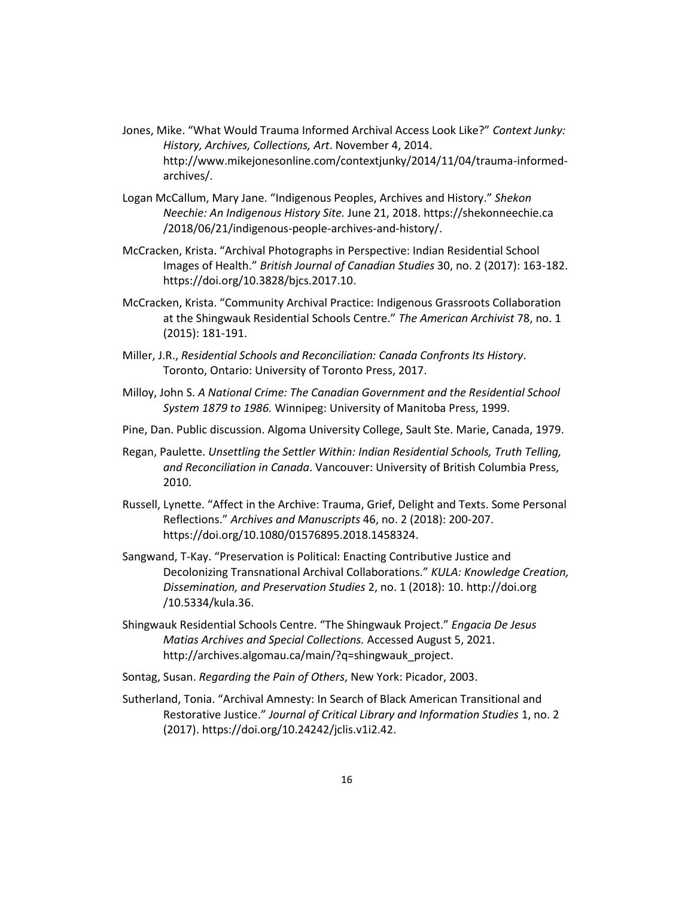Jones, Mike. "What Would Trauma Informed Archival Access Look Like?" *Context Junky: History, Archives, Collections, Art*. November 4, 2014. http://www.mikejonesonline.com/contextjunky/2014/11/04/trauma-informed-archives/.

Logan McCallum, Mary Jane. "Indigenous Peoples, Archives and History." *Shekon Neechie: An Indigenous History Site.* June 21, 2018. https://shekonneechie.ca /2018/06/21/indigenous-people-archives-and-history/.

McCracken, Krista. "Archival Photographs in Perspective: Indian Residential School Images of Health." *British Journal of Canadian Studies* 30, no. 2 (2017): 163-182. https://doi.org/10.3828/bjcs.2017.10.

McCracken, Krista. "Community Archival Practice: Indigenous Grassroots Collaboration at the Shingwauk Residential Schools Centre." *The American Archivist* 78, no. 1 (2015): 181-191.

Miller, J.R., *Residential Schools and Reconciliation: Canada Confronts Its History*. Toronto, Ontario: University of Toronto Press, 2017.

Milloy, John S. *A National Crime: The Canadian Government and the Residential School System 1879 to 1986.* Winnipeg: University of Manitoba Press, 1999.

Pine, Dan. Public discussion. Algoma University College, Sault Ste. Marie, Canada, 1979.

Regan, Paulette. *Unsettling the Settler Within: Indian Residential Schools, Truth Telling, and Reconciliation in Canada*. Vancouver: University of British Columbia Press, 2010.

Russell, Lynette. "Affect in the Archive: Trauma, Grief, Delight and Texts. Some Personal Reflections." *Archives and Manuscripts* 46, no. 2 (2018): 200-207. https://doi.org/10.1080/01576895.2018.1458324.

Sangwand, T-Kay. "Preservation is Political: Enacting Contributive Justice and Decolonizing Transnational Archival Collaborations." *KULA: Knowledge Creation, Dissemination, and Preservation Studies* 2, no. 1 (2018): 10. http://doi.org /10.5334/kula.36.

Shingwauk Residential Schools Centre. "The Shingwauk Project." *Engacia De Jesus Matias Archives and Special Collections.* Accessed August 5, 2021. http://archives.algomau.ca/main/?q=shingwauk_project.

Sontag, Susan. *Regarding the Pain of Others*, New York: Picador, 2003.

Sutherland, Tonia. "Archival Amnesty: In Search of Black American Transitional and Restorative Justice." *Journal of Critical Library and Information Studies* 1, no. 2 (2017). https://doi.org/10.24242/jclis.v1i2.42.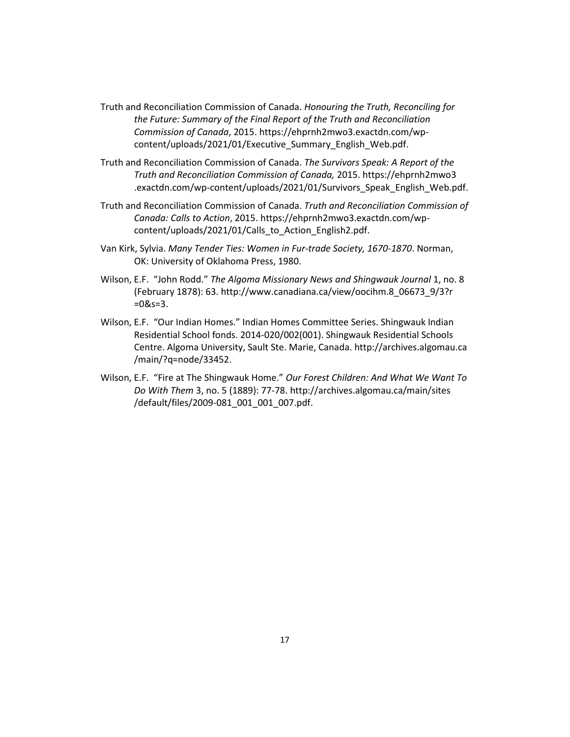Truth and Reconciliation Commission of Canada. *Honouring the Truth, Reconciling for the Future: Summary of the Final Report of the Truth and Reconciliation Commission of Canada*, 2015. https://ehprnh2mwo3.exactdn.com/wp-content/uploads/2021/01/Executive_Summary_English_Web.pdf.

Truth and Reconciliation Commission of Canada. *The Survivors Speak: A Report of the Truth and Reconciliation Commission of Canada,* 2015. https://ehprnh2mwo3.exactdn.com/wp-content/uploads/2021/01/Survivors_Speak_English_Web.pdf.

Truth and Reconciliation Commission of Canada. *Truth and Reconciliation Commission of Canada: Calls to Action*, 2015. https://ehprnh2mwo3.exactdn.com/wp-content/uploads/2021/01/Calls_to_Action_English2.pdf.

Van Kirk, Sylvia. *Many Tender Ties: Women in Fur-trade Society, 1670-1870*. Norman, OK: University of Oklahoma Press, 1980.

Wilson, E.F. "John Rodd." *The Algoma Missionary News and Shingwauk Journal* 1, no. 8 (February 1878): 63. http://www.canadiana.ca/view/oocihm.8_06673_9/3?r=0&s=3.

Wilson, E.F. "Our Indian Homes." Indian Homes Committee Series. Shingwauk Indian Residential School fonds. 2014-020/002(001). Shingwauk Residential Schools Centre. Algoma University, Sault Ste. Marie, Canada. http://archives.algomau.ca/main/?q=node/33452.

Wilson, E.F. "Fire at The Shingwauk Home." *Our Forest Children: And What We Want To Do With Them* 3, no. 5 (1889): 77-78. http://archives.algomau.ca/main/sites/default/files/2009-081_001_001_007.pdf.